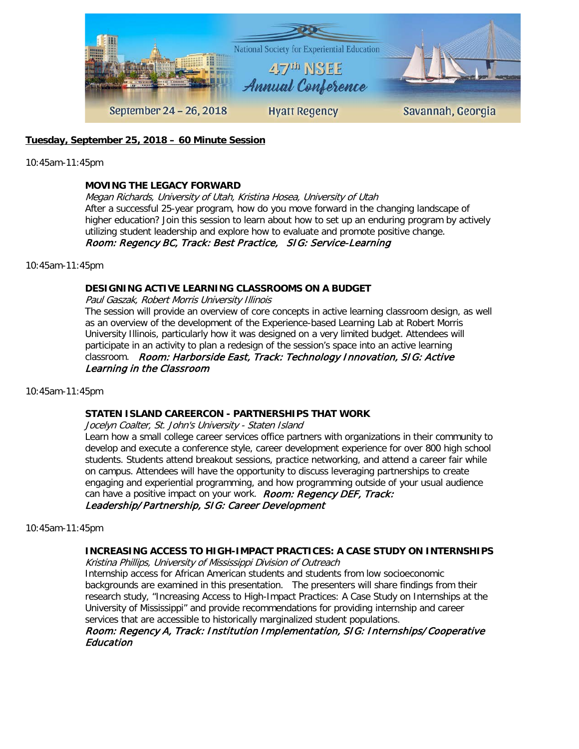National Society for Experiential Education

47th NSEE Annual Conference

September 24 – 26, 2018 | Hyatt Regency | Savannah, Georgia

**Tuesday, September 25, 2018 – 60 Minute Session**

10:45am-11:45pm

**MOVING THE LEGACY FORWARD**

*Megan Richards, University of Utah, Kristina Hosea, University of Utah*

After a successful 25-year program, how do you move forward in the changing landscape of higher education? Join this session to learn about how to set up an enduring program by actively utilizing student leadership and explore how to evaluate and promote positive change.

***Room: Regency BC, Track: Best Practice, SIG: Service-Learning***

10:45am-11:45pm

**DESIGNING ACTIVE LEARNING CLASSROOMS ON A BUDGET**

*Paul Gaszak, Robert Morris University Illinois*

The session will provide an overview of core concepts in active learning classroom design, as well as an overview of the development of the Experience-based Learning Lab at Robert Morris University Illinois, particularly how it was designed on a very limited budget. Attendees will participate in an activity to plan a redesign of the session's space into an active learning classroom. ***Room: Harborside East, Track: Technology Innovation, SIG: Active Learning in the Classroom***

10:45am-11:45pm

**STATEN ISLAND CAREERCON - PARTNERSHIPS THAT WORK**

*Jocelyn Coalter, St. John's University - Staten Island*

Learn how a small college career services office partners with organizations in their community to develop and execute a conference style, career development experience for over 800 high school students. Students attend breakout sessions, practice networking, and attend a career fair while on campus. Attendees will have the opportunity to discuss leveraging partnerships to create engaging and experiential programming, and how programming outside of your usual audience can have a positive impact on your work. ***Room: Regency DEF, Track: Leadership/Partnership, SIG: Career Development***

10:45am-11:45pm

**INCREASING ACCESS TO HIGH-IMPACT PRACTICES: A CASE STUDY ON INTERNSHIPS**

*Kristina Phillips, University of Mississippi Division of Outreach*

Internship access for African American students and students from low socioeconomic backgrounds are examined in this presentation. The presenters will share findings from their research study, "Increasing Access to High-Impact Practices: A Case Study on Internships at the University of Mississippi" and provide recommendations for providing internship and career services that are accessible to historically marginalized student populations.

***Room: Regency A, Track: Institution Implementation, SIG: Internships/Cooperative Education***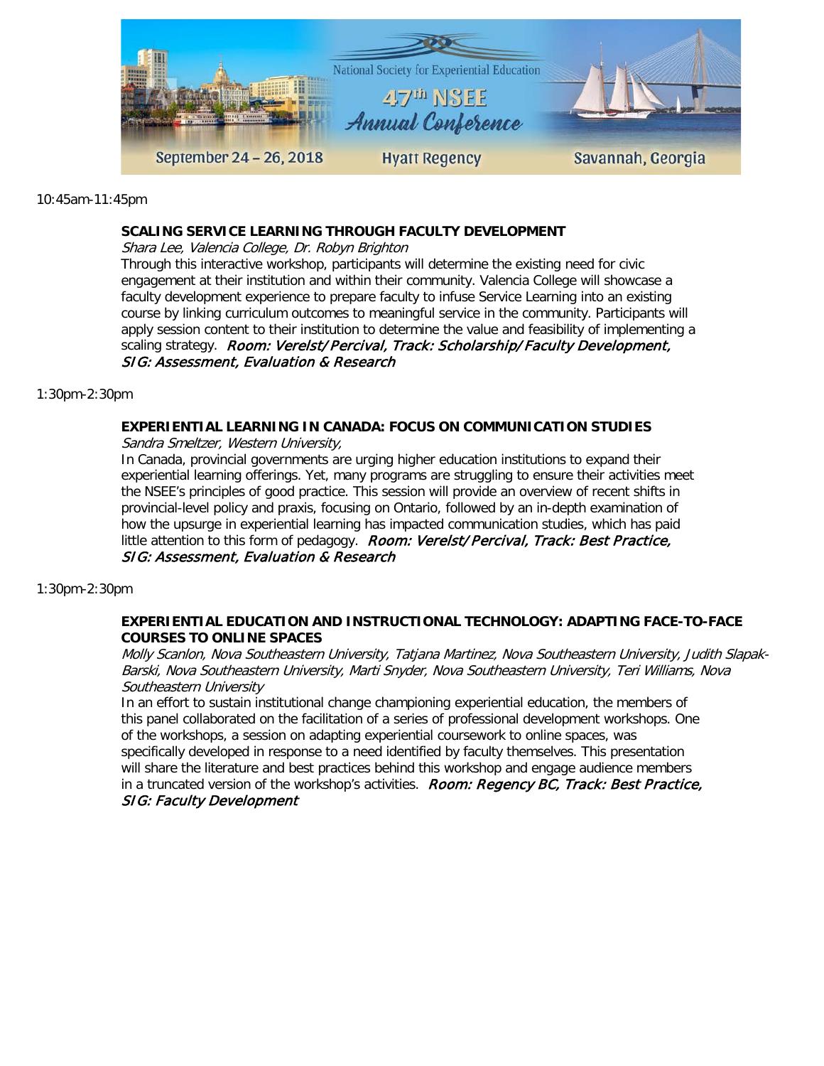10:45am-11:45pm

**SCALING SERVICE LEARNING THROUGH FACULTY DEVELOPMENT**

*Shara Lee, Valencia College, Dr. Robyn Brighton*

Through this interactive workshop, participants will determine the existing need for civic engagement at their institution and within their community. Valencia College will showcase a faculty development experience to prepare faculty to infuse Service Learning into an existing course by linking curriculum outcomes to meaningful service in the community. Participants will apply session content to their institution to determine the value and feasibility of implementing a scaling strategy. ***Room: Verelst/Percival, Track: Scholarship/Faculty Development, SIG: Assessment, Evaluation & Research***

1:30pm-2:30pm

**EXPERIENTIAL LEARNING IN CANADA: FOCUS ON COMMUNICATION STUDIES**

*Sandra Smeltzer, Western University,*

In Canada, provincial governments are urging higher education institutions to expand their experiential learning offerings. Yet, many programs are struggling to ensure their activities meet the NSEE's principles of good practice. This session will provide an overview of recent shifts in provincial-level policy and praxis, focusing on Ontario, followed by an in-depth examination of how the upsurge in experiential learning has impacted communication studies, which has paid little attention to this form of pedagogy. ***Room: Verelst/Percival, Track: Best Practice, SIG: Assessment, Evaluation & Research***

1:30pm-2:30pm

**EXPERIENTIAL EDUCATION AND INSTRUCTIONAL TECHNOLOGY: ADAPTING FACE-TO-FACE COURSES TO ONLINE SPACES**

*Molly Scanlon, Nova Southeastern University, Tatjana Martinez, Nova Southeastern University, Judith Slapak-Barski, Nova Southeastern University, Marti Snyder, Nova Southeastern University, Teri Williams, Nova Southeastern University*

In an effort to sustain institutional change championing experiential education, the members of this panel collaborated on the facilitation of a series of professional development workshops. One of the workshops, a session on adapting experiential coursework to online spaces, was specifically developed in response to a need identified by faculty themselves. This presentation will share the literature and best practices behind this workshop and engage audience members in a truncated version of the workshop's activities. ***Room: Regency BC, Track: Best Practice, SIG: Faculty Development***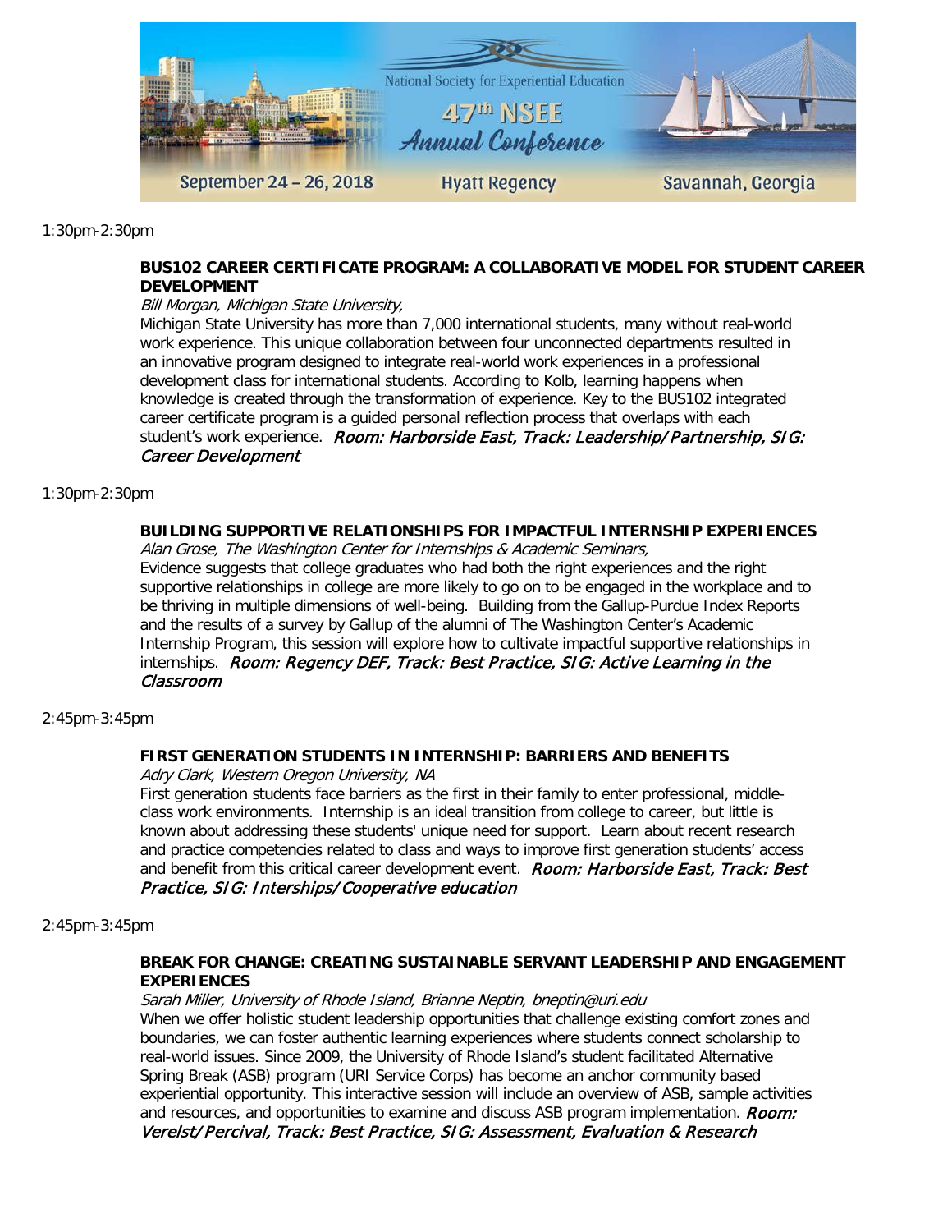1:30pm-2:30pm

**BUS102 CAREER CERTIFICATE PROGRAM: A COLLABORATIVE MODEL FOR STUDENT CAREER DEVELOPMENT**

*Bill Morgan, Michigan State University,*

Michigan State University has more than 7,000 international students, many without real-world work experience. This unique collaboration between four unconnected departments resulted in an innovative program designed to integrate real-world work experiences in a professional development class for international students. According to Kolb, learning happens when knowledge is created through the transformation of experience. Key to the BUS102 integrated career certificate program is a guided personal reflection process that overlaps with each student's work experience. ***Room: Harborside East, Track: Leadership/Partnership, SIG: Career Development***

1:30pm-2:30pm

**BUILDING SUPPORTIVE RELATIONSHIPS FOR IMPACTFUL INTERNSHIP EXPERIENCES**

*Alan Grose, The Washington Center for Internships & Academic Seminars,*

Evidence suggests that college graduates who had both the right experiences and the right supportive relationships in college are more likely to go on to be engaged in the workplace and to be thriving in multiple dimensions of well-being. Building from the Gallup-Purdue Index Reports and the results of a survey by Gallup of the alumni of The Washington Center's Academic Internship Program, this session will explore how to cultivate impactful supportive relationships in internships. ***Room: Regency DEF, Track: Best Practice, SIG: Active Learning in the Classroom***

2:45pm-3:45pm

**FIRST GENERATION STUDENTS IN INTERNSHIP: BARRIERS AND BENEFITS**

*Adry Clark, Western Oregon University, NA*

First generation students face barriers as the first in their family to enter professional, middle-class work environments. Internship is an ideal transition from college to career, but little is known about addressing these students' unique need for support. Learn about recent research and practice competencies related to class and ways to improve first generation students' access and benefit from this critical career development event. ***Room: Harborside East, Track: Best Practice, SIG: Interships/Cooperative education***

2:45pm-3:45pm

**BREAK FOR CHANGE: CREATING SUSTAINABLE SERVANT LEADERSHIP AND ENGAGEMENT EXPERIENCES**

*Sarah Miller, University of Rhode Island, Brianne Neptin, bneptin@uri.edu*

When we offer holistic student leadership opportunities that challenge existing comfort zones and boundaries, we can foster authentic learning experiences where students connect scholarship to real-world issues. Since 2009, the University of Rhode Island's student facilitated Alternative Spring Break (ASB) program (URI Service Corps) has become an anchor community based experiential opportunity. This interactive session will include an overview of ASB, sample activities and resources, and opportunities to examine and discuss ASB program implementation. ***Room: Verelst/Percival, Track: Best Practice, SIG: Assessment, Evaluation & Research***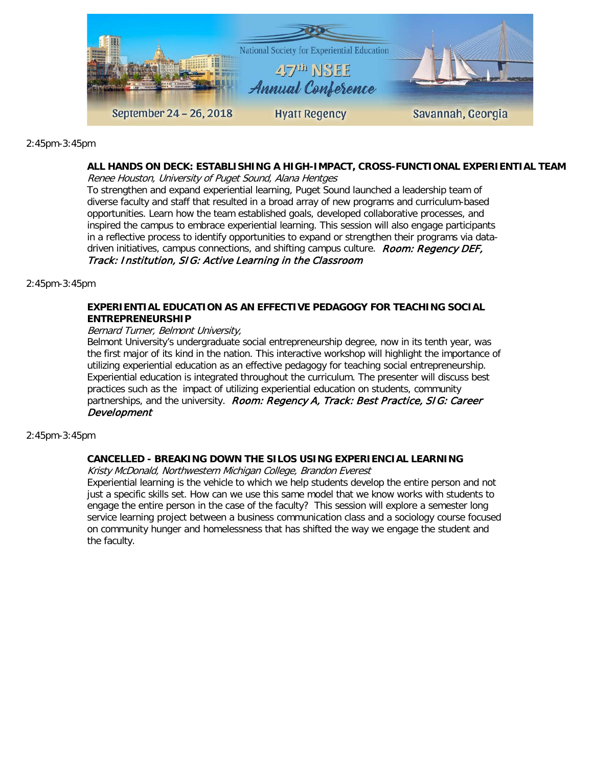2:45pm-3:45pm

**ALL HANDS ON DECK: ESTABLISHING A HIGH-IMPACT, CROSS-FUNCTIONAL EXPERIENTIAL TEAM**

*Renee Houston, University of Puget Sound, Alana Hentges*

To strengthen and expand experiential learning, Puget Sound launched a leadership team of diverse faculty and staff that resulted in a broad array of new programs and curriculum-based opportunities. Learn how the team established goals, developed collaborative processes, and inspired the campus to embrace experiential learning. This session will also engage participants in a reflective process to identify opportunities to expand or strengthen their programs via data-driven initiatives, campus connections, and shifting campus culture. *Room: Regency DEF, Track: Institution, SIG: Active Learning in the Classroom*

2:45pm-3:45pm

**EXPERIENTIAL EDUCATION AS AN EFFECTIVE PEDAGOGY FOR TEACHING SOCIAL ENTREPRENEURSHIP**

*Bernard Turner, Belmont University,*

Belmont University's undergraduate social entrepreneurship degree, now in its tenth year, was the first major of its kind in the nation. This interactive workshop will highlight the importance of utilizing experiential education as an effective pedagogy for teaching social entrepreneurship. Experiential education is integrated throughout the curriculum. The presenter will discuss best practices such as the impact of utilizing experiential education on students, community partnerships, and the university. *Room: Regency A, Track: Best Practice, SIG: Career Development*

2:45pm-3:45pm

**CANCELLED - BREAKING DOWN THE SILOS USING EXPERIENCIAL LEARNING**

*Kristy McDonald, Northwestern Michigan College, Brandon Everest*

Experiential learning is the vehicle to which we help students develop the entire person and not just a specific skills set. How can we use this same model that we know works with students to engage the entire person in the case of the faculty? This session will explore a semester long service learning project between a business communication class and a sociology course focused on community hunger and homelessness that has shifted the way we engage the student and the faculty.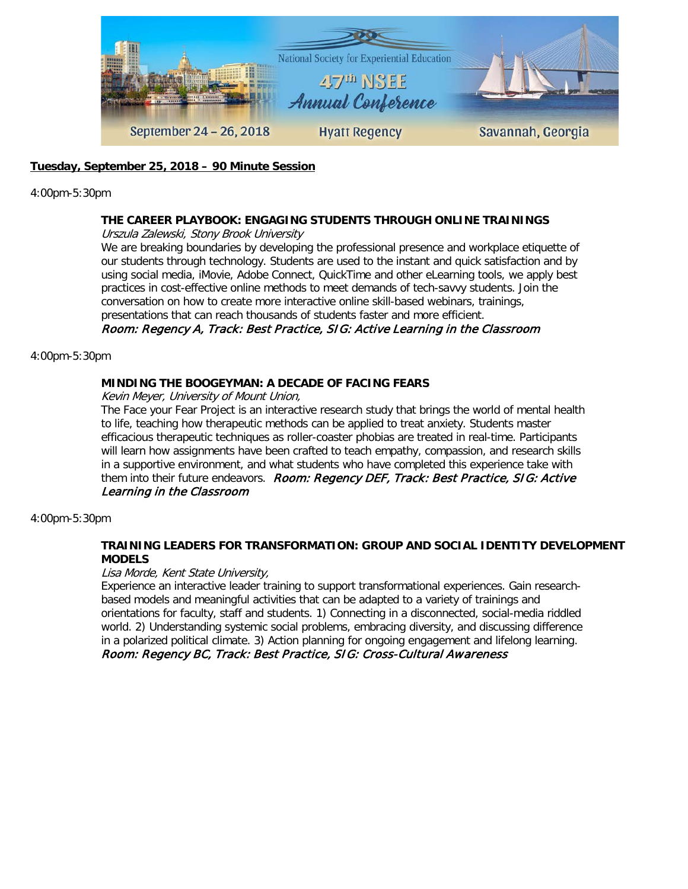**Tuesday, September 25, 2018 – 90 Minute Session**

4:00pm-5:30pm

**THE CAREER PLAYBOOK: ENGAGING STUDENTS THROUGH ONLINE TRAININGS**

*Urszula Zalewski, Stony Brook University*

We are breaking boundaries by developing the professional presence and workplace etiquette of our students through technology. Students are used to the instant and quick satisfaction and by using social media, iMovie, Adobe Connect, QuickTime and other eLearning tools, we apply best practices in cost-effective online methods to meet demands of tech-savvy students. Join the conversation on how to create more interactive online skill-based webinars, trainings, presentations that can reach thousands of students faster and more efficient.

*Room: Regency A, Track: Best Practice, SIG: Active Learning in the Classroom*

4:00pm-5:30pm

**MINDING THE BOOGEYMAN: A DECADE OF FACING FEARS**

*Kevin Meyer, University of Mount Union,*

The Face your Fear Project is an interactive research study that brings the world of mental health to life, teaching how therapeutic methods can be applied to treat anxiety. Students master efficacious therapeutic techniques as roller-coaster phobias are treated in real-time. Participants will learn how assignments have been crafted to teach empathy, compassion, and research skills in a supportive environment, and what students who have completed this experience take with them into their future endeavors. *Room: Regency DEF, Track: Best Practice, SIG: Active Learning in the Classroom*

4:00pm-5:30pm

**TRAINING LEADERS FOR TRANSFORMATION: GROUP AND SOCIAL IDENTITY DEVELOPMENT MODELS**

*Lisa Morde, Kent State University,*

Experience an interactive leader training to support transformational experiences. Gain research-based models and meaningful activities that can be adapted to a variety of trainings and orientations for faculty, staff and students. 1) Connecting in a disconnected, social-media riddled world. 2) Understanding systemic social problems, embracing diversity, and discussing difference in a polarized political climate. 3) Action planning for ongoing engagement and lifelong learning.

*Room: Regency BC, Track: Best Practice, SIG: Cross-Cultural Awareness*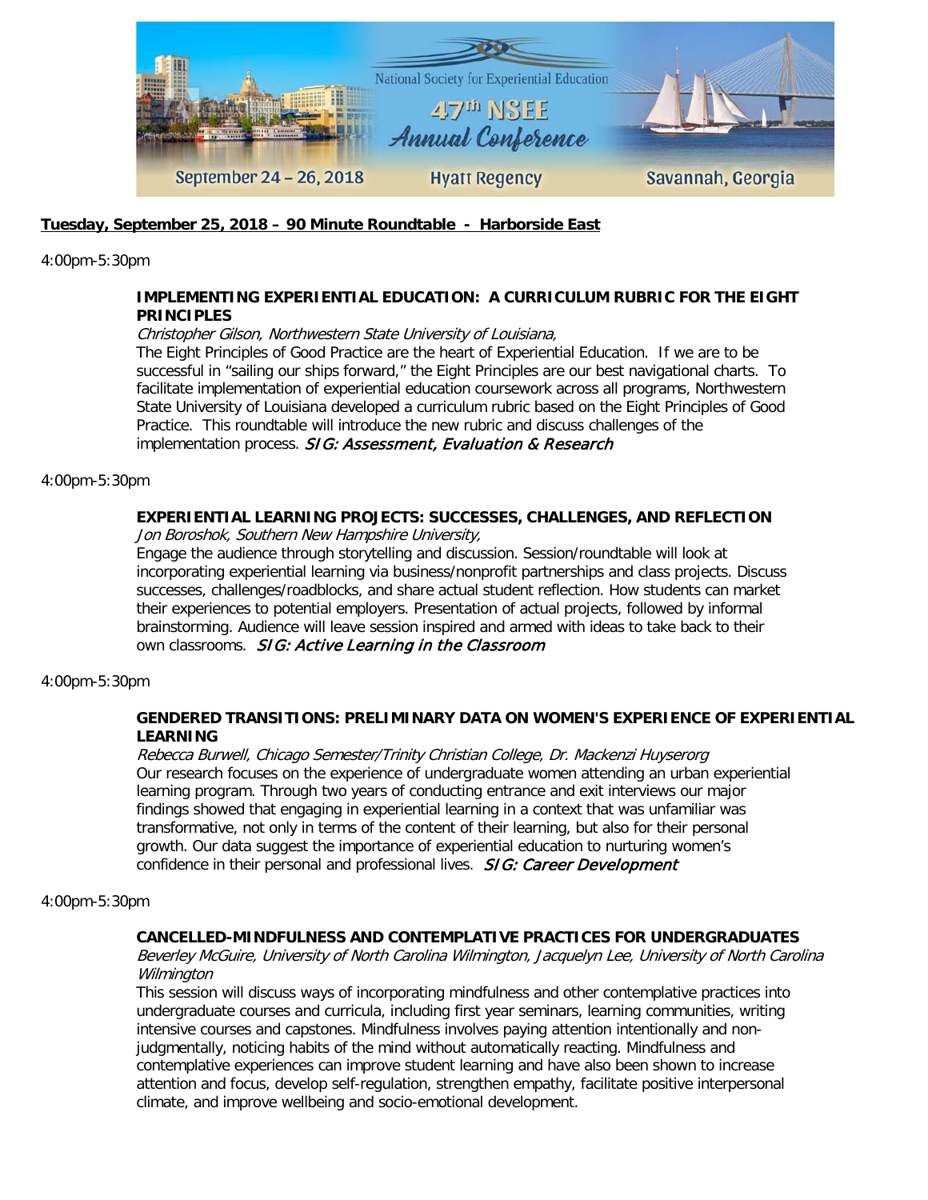**Tuesday, September 25, 2018 – 90 Minute Roundtable - Harborside East**

4:00pm-5:30pm

**IMPLEMENTING EXPERIENTIAL EDUCATION: A CURRICULUM RUBRIC FOR THE EIGHT PRINCIPLES**

*Christopher Gilson, Northwestern State University of Louisiana,*

The Eight Principles of Good Practice are the heart of Experiential Education. If we are to be successful in "sailing our ships forward," the Eight Principles are our best navigational charts. To facilitate implementation of experiential education coursework across all programs, Northwestern State University of Louisiana developed a curriculum rubric based on the Eight Principles of Good Practice. This roundtable will introduce the new rubric and discuss challenges of the implementation process. *SIG: Assessment, Evaluation & Research*

4:00pm-5:30pm

**EXPERIENTIAL LEARNING PROJECTS: SUCCESSES, CHALLENGES, AND REFLECTION**

*Jon Boroshok, Southern New Hampshire University,*

Engage the audience through storytelling and discussion. Session/roundtable will look at incorporating experiential learning via business/nonprofit partnerships and class projects. Discuss successes, challenges/roadblocks, and share actual student reflection. How students can market their experiences to potential employers. Presentation of actual projects, followed by informal brainstorming. Audience will leave session inspired and armed with ideas to take back to their own classrooms. *SIG: Active Learning in the Classroom*

4:00pm-5:30pm

**GENDERED TRANSITIONS: PRELIMINARY DATA ON WOMEN'S EXPERIENCE OF EXPERIENTIAL LEARNING**

*Rebecca Burwell, Chicago Semester/Trinity Christian College, Dr. Mackenzi Huyserorg*

Our research focuses on the experience of undergraduate women attending an urban experiential learning program. Through two years of conducting entrance and exit interviews our major findings showed that engaging in experiential learning in a context that was unfamiliar was transformative, not only in terms of the content of their learning, but also for their personal growth. Our data suggest the importance of experiential education to nurturing women's confidence in their personal and professional lives. *SIG: Career Development*

4:00pm-5:30pm

**CANCELLED-MINDFULNESS AND CONTEMPLATIVE PRACTICES FOR UNDERGRADUATES**

*Beverley McGuire, University of North Carolina Wilmington, Jacquelyn Lee, University of North Carolina Wilmington*

This session will discuss ways of incorporating mindfulness and other contemplative practices into undergraduate courses and curricula, including first year seminars, learning communities, writing intensive courses and capstones. Mindfulness involves paying attention intentionally and non-judgmentally, noticing habits of the mind without automatically reacting. Mindfulness and contemplative experiences can improve student learning and have also been shown to increase attention and focus, develop self-regulation, strengthen empathy, facilitate positive interpersonal climate, and improve wellbeing and socio-emotional development.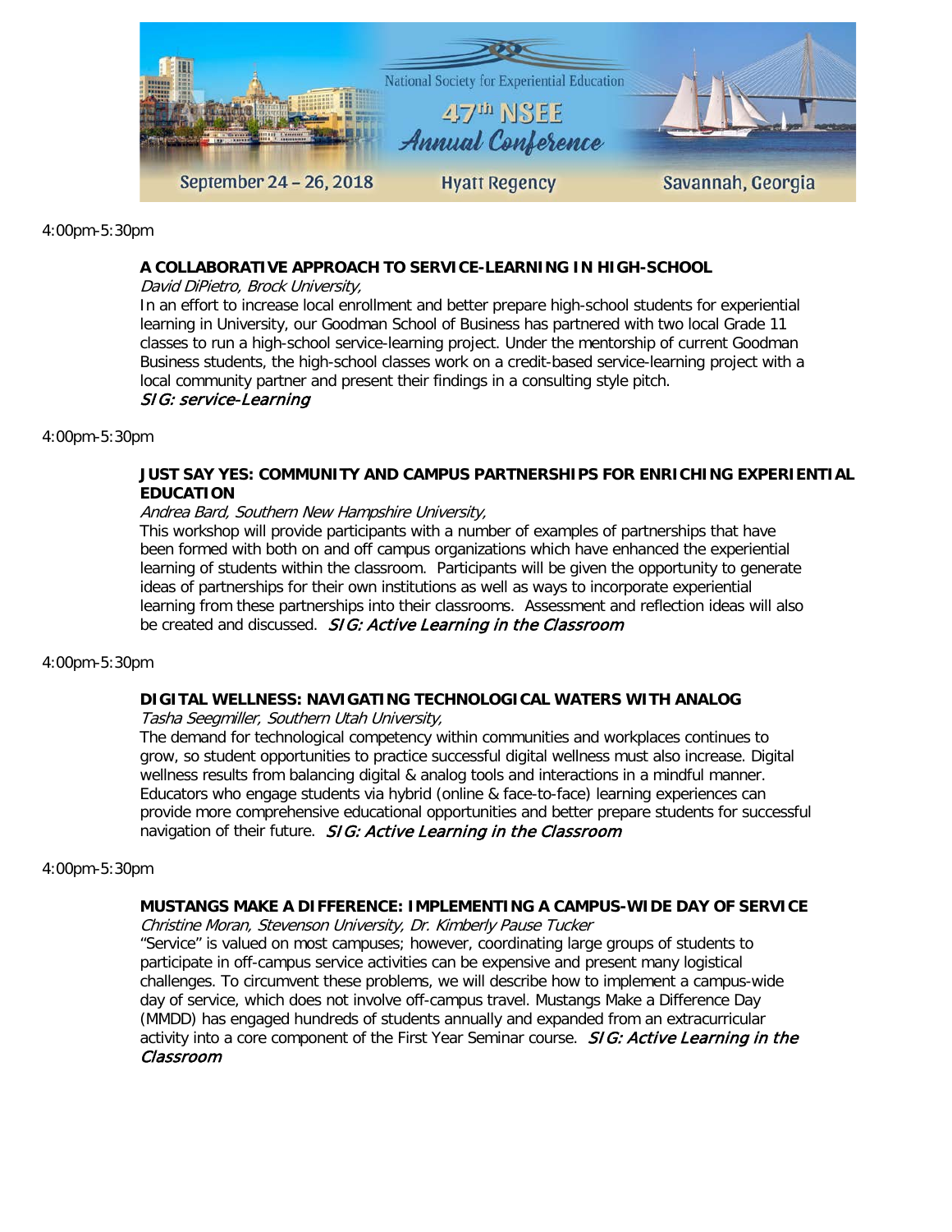4:00pm-5:30pm

**A COLLABORATIVE APPROACH TO SERVICE-LEARNING IN HIGH-SCHOOL**

*David DiPietro, Brock University,*

In an effort to increase local enrollment and better prepare high-school students for experiential learning in University, our Goodman School of Business has partnered with two local Grade 11 classes to run a high-school service-learning project. Under the mentorship of current Goodman Business students, the high-school classes work on a credit-based service-learning project with a local community partner and present their findings in a consulting style pitch.

*SIG: service-Learning*

4:00pm-5:30pm

**JUST SAY YES: COMMUNITY AND CAMPUS PARTNERSHIPS FOR ENRICHING EXPERIENTIAL EDUCATION**

*Andrea Bard, Southern New Hampshire University,*

This workshop will provide participants with a number of examples of partnerships that have been formed with both on and off campus organizations which have enhanced the experiential learning of students within the classroom. Participants will be given the opportunity to generate ideas of partnerships for their own institutions as well as ways to incorporate experiential learning from these partnerships into their classrooms. Assessment and reflection ideas will also be created and discussed. *SIG: Active Learning in the Classroom*

4:00pm-5:30pm

**DIGITAL WELLNESS: NAVIGATING TECHNOLOGICAL WATERS WITH ANALOG**

*Tasha Seegmiller, Southern Utah University,*

The demand for technological competency within communities and workplaces continues to grow, so student opportunities to practice successful digital wellness must also increase. Digital wellness results from balancing digital & analog tools and interactions in a mindful manner. Educators who engage students via hybrid (online & face-to-face) learning experiences can provide more comprehensive educational opportunities and better prepare students for successful navigation of their future. *SIG: Active Learning in the Classroom*

4:00pm-5:30pm

**MUSTANGS MAKE A DIFFERENCE: IMPLEMENTING A CAMPUS-WIDE DAY OF SERVICE**

*Christine Moran, Stevenson University, Dr. Kimberly Pause Tucker*

"Service" is valued on most campuses; however, coordinating large groups of students to participate in off-campus service activities can be expensive and present many logistical challenges. To circumvent these problems, we will describe how to implement a campus-wide day of service, which does not involve off-campus travel. Mustangs Make a Difference Day (MMDD) has engaged hundreds of students annually and expanded from an extracurricular activity into a core component of the First Year Seminar course. *SIG: Active Learning in the Classroom*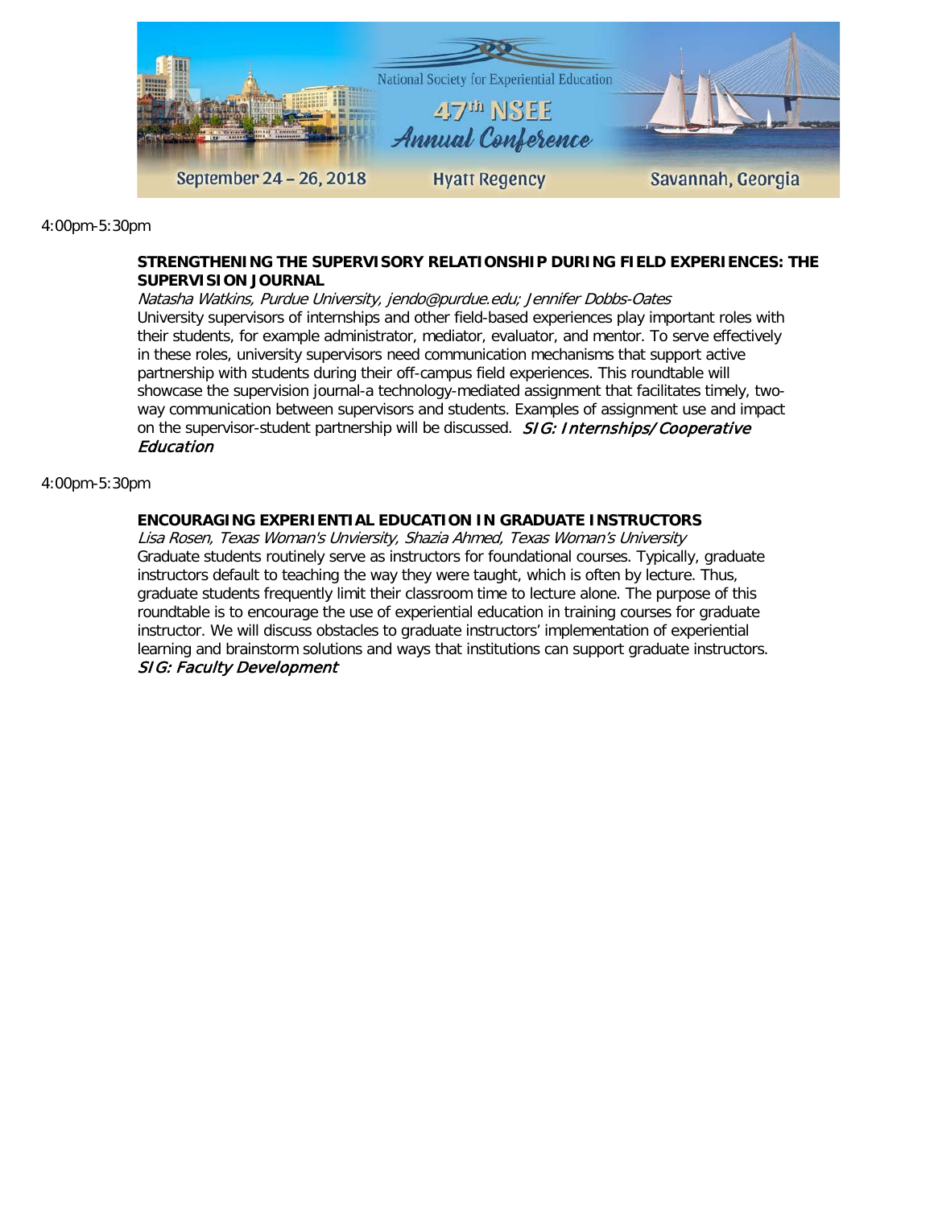4:00pm-5:30pm

**STRENGTHENING THE SUPERVISORY RELATIONSHIP DURING FIELD EXPERIENCES: THE SUPERVISION JOURNAL**

*Natasha Watkins, Purdue University, jendo@purdue.edu; Jennifer Dobbs-Oates*

University supervisors of internships and other field-based experiences play important roles with their students, for example administrator, mediator, evaluator, and mentor. To serve effectively in these roles, university supervisors need communication mechanisms that support active partnership with students during their off-campus field experiences. This roundtable will showcase the supervision journal-a technology-mediated assignment that facilitates timely, two-way communication between supervisors and students. Examples of assignment use and impact on the supervisor-student partnership will be discussed. *SIG: Internships/Cooperative Education*

4:00pm-5:30pm

**ENCOURAGING EXPERIENTIAL EDUCATION IN GRADUATE INSTRUCTORS**

*Lisa Rosen, Texas Woman's Unviersity, Shazia Ahmed, Texas Woman's University*

Graduate students routinely serve as instructors for foundational courses. Typically, graduate instructors default to teaching the way they were taught, which is often by lecture. Thus, graduate students frequently limit their classroom time to lecture alone. The purpose of this roundtable is to encourage the use of experiential education in training courses for graduate instructor. We will discuss obstacles to graduate instructors' implementation of experiential learning and brainstorm solutions and ways that institutions can support graduate instructors. *SIG: Faculty Development*